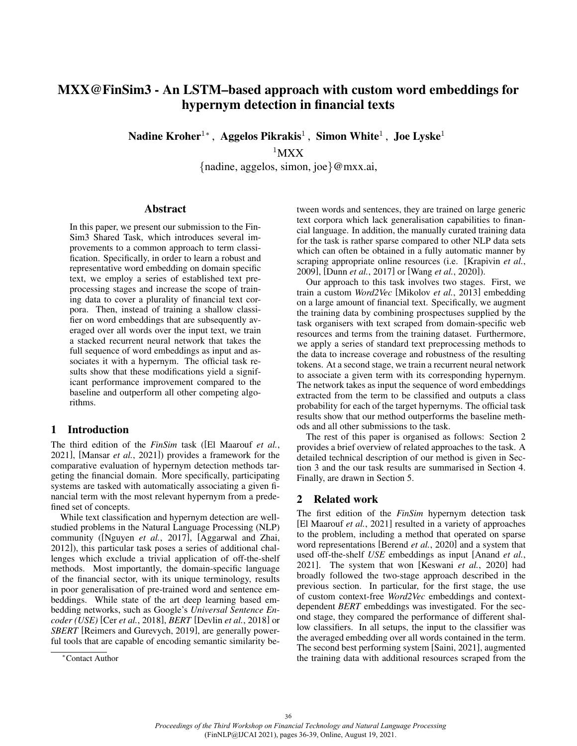# MXX@FinSim3 - An LSTM–based approach with custom word embeddings for hypernym detection in financial texts

**Nadine Kroher**[1*], **Aggelos Pikrakis**[1], **Simon White**[1], **Joe Lyske**[1]

[1]MXX

{nadine, aggelos, simon, joe}@mxx.ai,

## Abstract

In this paper, we present our submission to the FinSim3 Shared Task, which introduces several improvements to a common approach to term classification. Specifically, in order to learn a robust and representative word embedding on domain specific text, we employ a series of established text preprocessing stages and increase the scope of training data to cover a plurality of financial text corpora. Then, instead of training a shallow classifier on word embeddings that are subsequently averaged over all words over the input text, we train a stacked recurrent neural network that takes the full sequence of word embeddings as input and associates it with a hypernym. The official task results show that these modifications yield a significant performance improvement compared to the baseline and outperform all other competing algorithms.

## 1 Introduction

The third edition of the *FinSim* task ([El Maarouf *et al.*, 2021], [Mansar *et al.*, 2021]) provides a framework for the comparative evaluation of hypernym detection methods targeting the financial domain. More specifically, participating systems are tasked with automatically associating a given financial term with the most relevant hypernym from a predefined set of concepts.

While text classification and hypernym detection are well-studied problems in the Natural Language Processing (NLP) community ([Nguyen *et al.*, 2017], [Aggarwal and Zhai, 2012]), this particular task poses a series of additional challenges which exclude a trivial application of off-the-shelf methods. Most importantly, the domain-specific language of the financial sector, with its unique terminology, results in poor generalisation of pre-trained word and sentence embeddings. While state of the art deep learning based embedding networks, such as Google's *Universal Sentence Encoder (USE)* [Cer *et al.*, 2018], *BERT* [Devlin *et al.*, 2018] or *SBERT* [Reimers and Gurevych, 2019], are generally powerful tools that are capable of encoding semantic similarity between words and sentences, they are trained on large generic text corpora which lack generalisation capabilities to financial language. In addition, the manually curated training data for the task is rather sparse compared to other NLP data sets which can often be obtained in a fully automatic manner by scraping appropriate online resources (i.e. [Krapivin *et al.*, 2009], [Dunn *et al.*, 2017] or [Wang *et al.*, 2020]).

Our approach to this task involves two stages. First, we train a custom *Word2Vec* [Mikolov *et al.*, 2013] embedding on a large amount of financial text. Specifically, we augment the training data by combining prospectuses supplied by the task organisers with text scraped from domain-specific web resources and terms from the training dataset. Furthermore, we apply a series of standard text preprocessing methods to the data to increase coverage and robustness of the resulting tokens. At a second stage, we train a recurrent neural network to associate a given term with its corresponding hypernym. The network takes as input the sequence of word embeddings extracted from the term to be classified and outputs a class probability for each of the target hypernyms. The official task results show that our method outperforms the baseline methods and all other submissions to the task.

The rest of this paper is organised as follows: Section 2 provides a brief overview of related approaches to the task. A detailed technical description of our method is given in Section 3 and the our task results are summarised in Section 4. Finally, are drawn in Section 5.

## 2 Related work

The first edition of the *FinSim* hypernym detection task [El Maarouf *et al.*, 2021] resulted in a variety of approaches to the problem, including a method that operated on sparse word representations [Berend *et al.*, 2020] and a system that used off-the-shelf *USE* embeddings as input [Anand *et al.*, 2021]. The system that won [Keswani *et al.*, 2020] had broadly followed the two-stage approach described in the previous section. In particular, for the first stage, the use of custom context-free *Word2Vec* embeddings and context-dependent *BERT* embeddings was investigated. For the second stage, they compared the performance of different shallow classifiers. In all setups, the input to the classifier was the averaged embedding over all words contained in the term. The second best performing system [Saini, 2021], augmented the training data with additional resources scraped from the

[*]Contact Author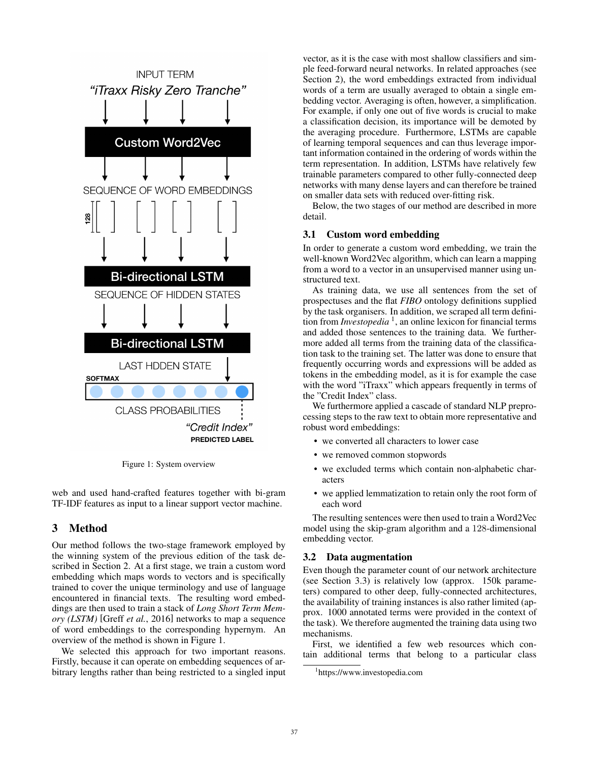Figure 1: System overview

web and used hand-crafted features together with bi-gram TF-IDF features as input to a linear support vector machine.

## 3 Method

Our method follows the two-stage framework employed by the winning system of the previous edition of the task described in Section 2. At a first stage, we train a custom word embedding which maps words to vectors and is specifically trained to cover the unique terminology and use of language encountered in financial texts. The resulting word embeddings are then used to train a stack of *Long Short Term Memory (LSTM)* [Greff *et al.*, 2016] networks to map a sequence of word embeddings to the corresponding hypernym. An overview of the method is shown in Figure 1.

We selected this approach for two important reasons. Firstly, because it can operate on embedding sequences of arbitrary lengths rather than being restricted to a singled input vector, as it is the case with most shallow classifiers and simple feed-forward neural networks. In related approaches (see Section 2), the word embeddings extracted from individual words of a term are usually averaged to obtain a single embedding vector. Averaging is often, however, a simplification. For example, if only one out of five words is crucial to make a classification decision, its importance will be demoted by the averaging procedure. Furthermore, LSTMs are capable of learning temporal sequences and can thus leverage important information contained in the ordering of words within the term representation. In addition, LSTMs have relatively few trainable parameters compared to other fully-connected deep networks with many dense layers and can therefore be trained on smaller data sets with reduced over-fitting risk.

Below, the two stages of our method are described in more detail.

### 3.1 Custom word embedding

In order to generate a custom word embedding, we train the well-known Word2Vec algorithm, which can learn a mapping from a word to a vector in an unsupervised manner using unstructured text.

As training data, we use all sentences from the set of prospectuses and the flat *FIBO* ontology definitions supplied by the task organisers. In addition, we scraped all term definition from *Investopedia* [1], an online lexicon for financial terms and added those sentences to the training data. We furthermore added all terms from the training data of the classification task to the training set. The latter was done to ensure that frequently occurring words and expressions will be added as tokens in the embedding model, as it is for example the case with the word "iTraxx" which appears frequently in terms of the "Credit Index" class.

We furthermore applied a cascade of standard NLP preprocessing steps to the raw text to obtain more representative and robust word embeddings:

- we converted all characters to lower case
- we removed common stopwords
- we excluded terms which contain non-alphabetic characters
- we applied lemmatization to retain only the root form of each word

The resulting sentences were then used to train a Word2Vec model using the skip-gram algorithm and a 128-dimensional embedding vector.

### 3.2 Data augmentation

Even though the parameter count of our network architecture (see Section 3.3) is relatively low (approx. 150k parameters) compared to other deep, fully-connected architectures, the availability of training instances is also rather limited (approx. 1000 annotated terms were provided in the context of the task). We therefore augmented the training data using two mechanisms.

First, we identified a few web resources which contain additional terms that belong to a particular class

[1] https://www.investopedia.com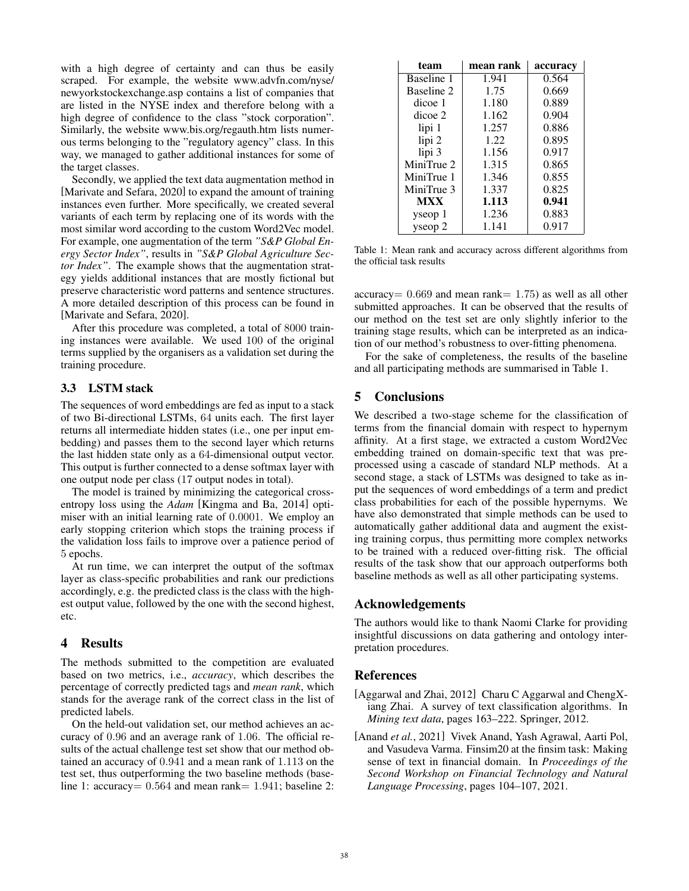with a high degree of certainty and can thus be easily scraped. For example, the website www.advfn.com/nyse/newyorkstockexchange.asp contains a list of companies that are listed in the NYSE index and therefore belong with a high degree of confidence to the class "stock corporation". Similarly, the website www.bis.org/regauth.htm lists numerous terms belonging to the "regulatory agency" class. In this way, we managed to gather additional instances for some of the target classes.

Secondly, we applied the text data augmentation method in [Marivate and Sefara, 2020] to expand the amount of training instances even further. More specifically, we created several variants of each term by replacing one of its words with the most similar word according to the custom Word2Vec model. For example, one augmentation of the term *"S&P Global Energy Sector Index"*, results in *"S&P Global Agriculture Sector Index"*. The example shows that the augmentation strategy yields additional instances that are mostly fictional but preserve characteristic word patterns and sentence structures. A more detailed description of this process can be found in [Marivate and Sefara, 2020].

After this procedure was completed, a total of 8000 training instances were available. We used 100 of the original terms supplied by the organisers as a validation set during the training procedure.

### 3.3 LSTM stack

The sequences of word embeddings are fed as input to a stack of two Bi-directional LSTMs, 64 units each. The first layer returns all intermediate hidden states (i.e., one per input embedding) and passes them to the second layer which returns the last hidden state only as a 64-dimensional output vector. This output is further connected to a dense softmax layer with one output node per class (17 output nodes in total).

The model is trained by minimizing the categorical cross-entropy loss using the *Adam* [Kingma and Ba, 2014] optimiser with an initial learning rate of 0.0001. We employ an early stopping criterion which stops the training process if the validation loss fails to improve over a patience period of 5 epochs.

At run time, we can interpret the output of the softmax layer as class-specific probabilities and rank our predictions accordingly, e.g. the predicted class is the class with the highest output value, followed by the one with the second highest, etc.

## 4 Results

The methods submitted to the competition are evaluated based on two metrics, i.e., *accuracy*, which describes the percentage of correctly predicted tags and *mean rank*, which stands for the average rank of the correct class in the list of predicted labels.

On the held-out validation set, our method achieves an accuracy of 0.96 and an average rank of 1.06. The official results of the actual challenge test set show that our method obtained an accuracy of 0.941 and a mean rank of 1.113 on the test set, thus outperforming the two baseline methods (baseline 1: accuracy= 0.564 and mean rank= 1.941; baseline 2: accuracy= 0.669 and mean rank= 1.75) as well as all other submitted approaches. It can be observed that the results of our method on the test set are only slightly inferior to the training stage results, which can be interpreted as an indication of our method's robustness to over-fitting phenomena.

For the sake of completeness, the results of the baseline and all participating methods are summarised in Table 1.

| team | mean rank | accuracy |
|---|---|---|
| Baseline 1 | 1.941 | 0.564 |
| Baseline 2 | 1.75 | 0.669 |
| dicoe 1 | 1.180 | 0.889 |
| dicoe 2 | 1.162 | 0.904 |
| lipi 1 | 1.257 | 0.886 |
| lipi 2 | 1.22 | 0.895 |
| lipi 3 | 1.156 | 0.917 |
| MiniTrue 2 | 1.315 | 0.865 |
| MiniTrue 1 | 1.346 | 0.855 |
| MiniTrue 3 | 1.337 | 0.825 |
| **MXX** | **1.113** | **0.941** |
| yseop 1 | 1.236 | 0.883 |
| yseop 2 | 1.141 | 0.917 |

Table 1: Mean rank and accuracy across different algorithms from the official task results

## 5 Conclusions

We described a two-stage scheme for the classification of terms from the financial domain with respect to hypernym affinity. At a first stage, we extracted a custom Word2Vec embedding trained on domain-specific text that was pre-processed using a cascade of standard NLP methods. At a second stage, a stack of LSTMs was designed to take as input the sequences of word embeddings of a term and predict class probabilities for each of the possible hypernyms. We have also demonstrated that simple methods can be used to automatically gather additional data and augment the existing training corpus, thus permitting more complex networks to be trained with a reduced over-fitting risk. The official results of the task show that our approach outperforms both baseline methods as well as all other participating systems.

## Acknowledgements

The authors would like to thank Naomi Clarke for providing insightful discussions on data gathering and ontology interpretation procedures.

## References

[Aggarwal and Zhai, 2012] Charu C Aggarwal and ChengXiang Zhai. A survey of text classification algorithms. In *Mining text data*, pages 163–222. Springer, 2012.

[Anand *et al.*, 2021] Vivek Anand, Yash Agrawal, Aarti Pol, and Vasudeva Varma. Finsim20 at the finsim task: Making sense of text in financial domain. In *Proceedings of the Second Workshop on Financial Technology and Natural Language Processing*, pages 104–107, 2021.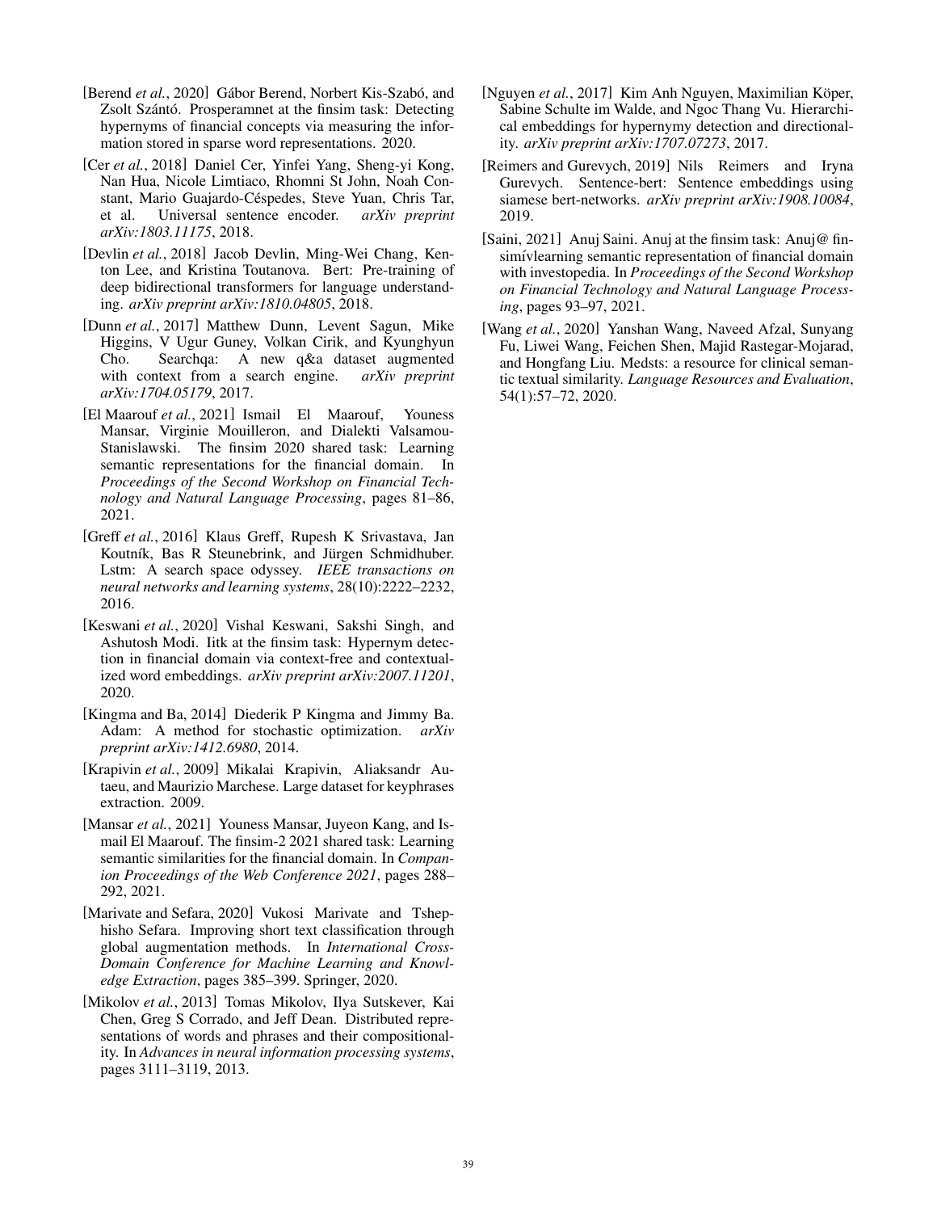[Berend *et al.*, 2020] Gábor Berend, Norbert Kis-Szabó, and Zsolt Szántó. Prosperamnet at the finsim task: Detecting hypernyms of financial concepts via measuring the information stored in sparse word representations. 2020.

[Cer *et al.*, 2018] Daniel Cer, Yinfei Yang, Sheng-yi Kong, Nan Hua, Nicole Limtiaco, Rhomni St John, Noah Constant, Mario Guajardo-Céspedes, Steve Yuan, Chris Tar, et al. Universal sentence encoder. *arXiv preprint arXiv:1803.11175*, 2018.

[Devlin *et al.*, 2018] Jacob Devlin, Ming-Wei Chang, Kenton Lee, and Kristina Toutanova. Bert: Pre-training of deep bidirectional transformers for language understanding. *arXiv preprint arXiv:1810.04805*, 2018.

[Dunn *et al.*, 2017] Matthew Dunn, Levent Sagun, Mike Higgins, V Ugur Guney, Volkan Cirik, and Kyunghyun Cho. Searchqa: A new q&a dataset augmented with context from a search engine. *arXiv preprint arXiv:1704.05179*, 2017.

[El Maarouf *et al.*, 2021] Ismail El Maarouf, Youness Mansar, Virginie Mouilleron, and Dialekti Valsamou-Stanislawski. The finsim 2020 shared task: Learning semantic representations for the financial domain. In *Proceedings of the Second Workshop on Financial Technology and Natural Language Processing*, pages 81–86, 2021.

[Greff *et al.*, 2016] Klaus Greff, Rupesh K Srivastava, Jan Koutník, Bas R Steunebrink, and Jürgen Schmidhuber. Lstm: A search space odyssey. *IEEE transactions on neural networks and learning systems*, 28(10):2222–2232, 2016.

[Keswani *et al.*, 2020] Vishal Keswani, Sakshi Singh, and Ashutosh Modi. Iitk at the finsim task: Hypernym detection in financial domain via context-free and contextualized word embeddings. *arXiv preprint arXiv:2007.11201*, 2020.

[Kingma and Ba, 2014] Diederik P Kingma and Jimmy Ba. Adam: A method for stochastic optimization. *arXiv preprint arXiv:1412.6980*, 2014.

[Krapivin *et al.*, 2009] Mikalai Krapivin, Aliaksandr Autaeu, and Maurizio Marchese. Large dataset for keyphrases extraction. 2009.

[Mansar *et al.*, 2021] Youness Mansar, Juyeon Kang, and Ismail El Maarouf. The finsim-2 2021 shared task: Learning semantic similarities for the financial domain. In *Companion Proceedings of the Web Conference 2021*, pages 288–292, 2021.

[Marivate and Sefara, 2020] Vukosi Marivate and Tshephisho Sefara. Improving short text classification through global augmentation methods. In *International Cross-Domain Conference for Machine Learning and Knowledge Extraction*, pages 385–399. Springer, 2020.

[Mikolov *et al.*, 2013] Tomas Mikolov, Ilya Sutskever, Kai Chen, Greg S Corrado, and Jeff Dean. Distributed representations of words and phrases and their compositionality. In *Advances in neural information processing systems*, pages 3111–3119, 2013.

[Nguyen *et al.*, 2017] Kim Anh Nguyen, Maximilian Köper, Sabine Schulte im Walde, and Ngoc Thang Vu. Hierarchical embeddings for hypernymy detection and directionality. *arXiv preprint arXiv:1707.07273*, 2017.

[Reimers and Gurevych, 2019] Nils Reimers and Iryna Gurevych. Sentence-bert: Sentence embeddings using siamese bert-networks. *arXiv preprint arXiv:1908.10084*, 2019.

[Saini, 2021] Anuj Saini. Anuj at the finsim task: Anuj@ finsimívlearning semantic representation of financial domain with investopedia. In *Proceedings of the Second Workshop on Financial Technology and Natural Language Processing*, pages 93–97, 2021.

[Wang *et al.*, 2020] Yanshan Wang, Naveed Afzal, Sunyang Fu, Liwei Wang, Feichen Shen, Majid Rastegar-Mojarad, and Hongfang Liu. Medsts: a resource for clinical semantic textual similarity. *Language Resources and Evaluation*, 54(1):57–72, 2020.